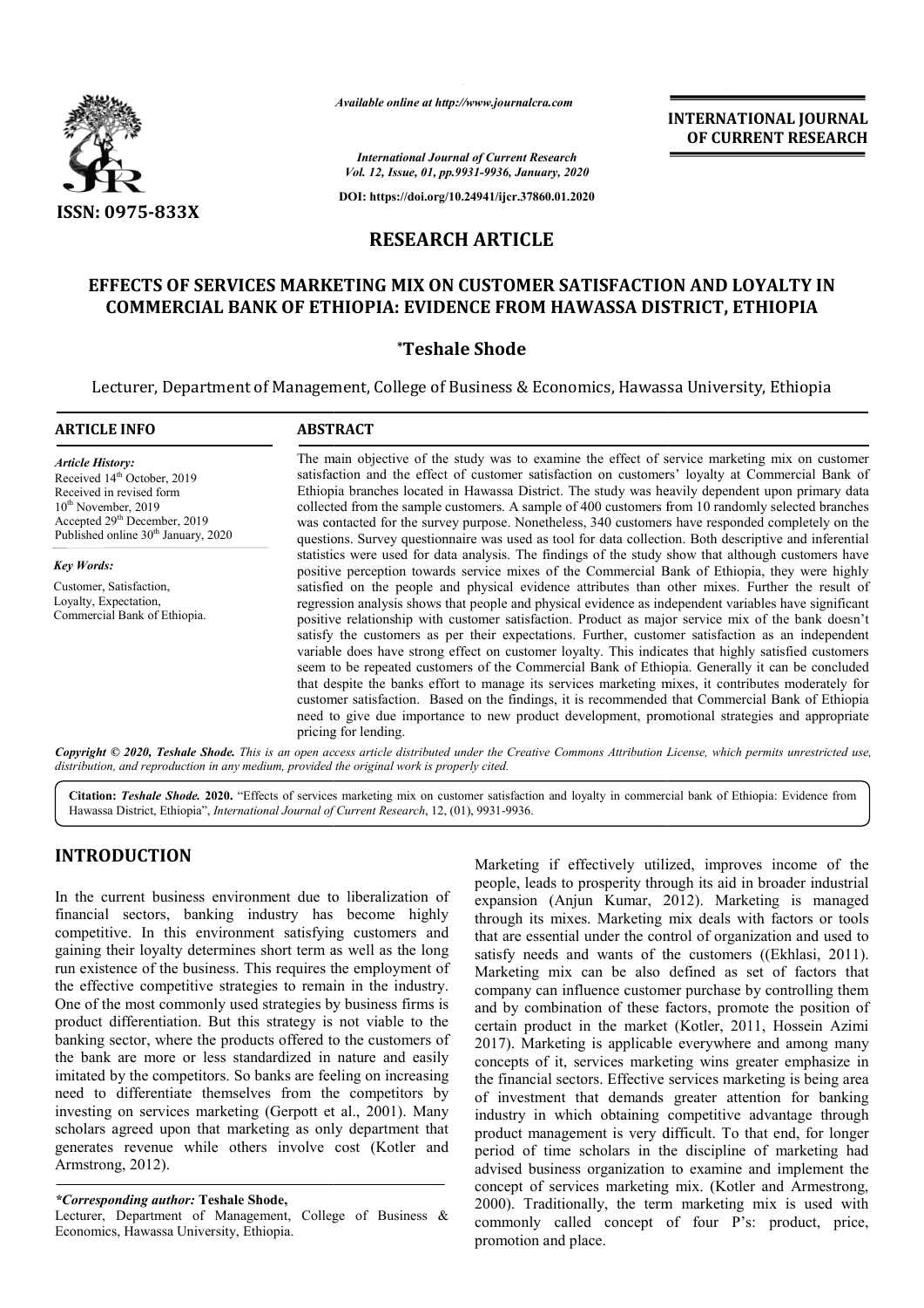# RESEARCH ARTICLE

## EFFECTS OF SERVICES MARKETING MIX ON CUSTOMER SATISFACTION AND LOYALTY IN COMMERCIAL BANK OF ETHIOPIA: EVIDENCE FROM HAWASSA DISTRICT, ETHIOPIA

**\*Teshale Shode**

Lecturer, Department of Management, College of Business & Economics, Hawassa University, Ethiopia

### ARTICLE INFO

*Article History:*

Received 14th October, 2019
Received in revised form 10th November, 2019
Accepted 29th December, 2019
Published online 30th January, 2020

*Key Words:*

Customer, Satisfaction, Loyalty, Expectation, Commercial Bank of Ethiopia.

### ABSTRACT

The main objective of the study was to examine the effect of service marketing mix on customer satisfaction and the effect of customer satisfaction on customers' loyalty at Commercial Bank of Ethiopia branches located in Hawassa District. The study was heavily dependent upon primary data collected from the sample customers. A sample of 400 customers from 10 randomly selected branches was contacted for the survey purpose. Nonetheless, 340 customers have responded completely on the questions. Survey questionnaire was used as tool for data collection. Both descriptive and inferential statistics were used for data analysis. The findings of the study show that although customers have positive perception towards service mixes of the Commercial Bank of Ethiopia, they were highly satisfied on the people and physical evidence attributes than other mixes. Further the result of regression analysis shows that people and physical evidence as independent variables have significant positive relationship with customer satisfaction. Product as major service mix of the bank doesn't satisfy the customers as per their expectations. Further, customer satisfaction as an independent variable does have strong effect on customer loyalty. This indicates that highly satisfied customers seem to be repeated customers of the Commercial Bank of Ethiopia. Generally it can be concluded that despite the banks effort to manage its services marketing mixes, it contributes moderately for customer satisfaction. Based on the findings, it is recommended that Commercial Bank of Ethiopia need to give due importance to new product development, promotional strategies and appropriate pricing for lending.

*Copyright © 2020, Teshale Shode. This is an open access article distributed under the Creative Commons Attribution License, which permits unrestricted use, distribution, and reproduction in any medium, provided the original work is properly cited.*

**Citation:** *Teshale Shode.* **2020.** "Effects of services marketing mix on customer satisfaction and loyalty in commercial bank of Ethiopia: Evidence from Hawassa District, Ethiopia", *International Journal of Current Research*, 12, (01), 9931-9936.

## INTRODUCTION

In the current business environment due to liberalization of financial sectors, banking industry has become highly competitive. In this environment satisfying customers and gaining their loyalty determines short term as well as the long run existence of the business. This requires the employment of the effective competitive strategies to remain in the industry. One of the most commonly used strategies by business firms is product differentiation. But this strategy is not viable to the banking sector, where the products offered to the customers of the bank are more or less standardized in nature and easily imitated by the competitors. So banks are feeling on increasing need to differentiate themselves from the competitors by investing on services marketing (Gerpott et al., 2001). Many scholars agreed upon that marketing as only department that generates revenue while others involve cost (Kotler and Armstrong, 2012).

Marketing if effectively utilized, improves income of the people, leads to prosperity through its aid in broader industrial expansion (Anjun Kumar, 2012). Marketing is managed through its mixes. Marketing mix deals with factors or tools that are essential under the control of organization and used to satisfy needs and wants of the customers ((Ekhlasi, 2011). Marketing mix can be also defined as set of factors that company can influence customer purchase by controlling them and by combination of these factors, promote the position of certain product in the market (Kotler, 2011, Hossein Azimi 2017). Marketing is applicable everywhere and among many concepts of it, services marketing wins greater emphasize in the financial sectors. Effective services marketing is being area of investment that demands greater attention for banking industry in which obtaining competitive advantage through product management is very difficult. To that end, for longer period of time scholars in the discipline of marketing had advised business organization to examine and implement the concept of services marketing mix. (Kotler and Armestrong, 2000). Traditionally, the term marketing mix is used with commonly called concept of four P's: product, price, promotion and place.

*\*Corresponding author:* **Teshale Shode,**
Lecturer, Department of Management, College of Business & Economics, Hawassa University, Ethiopia.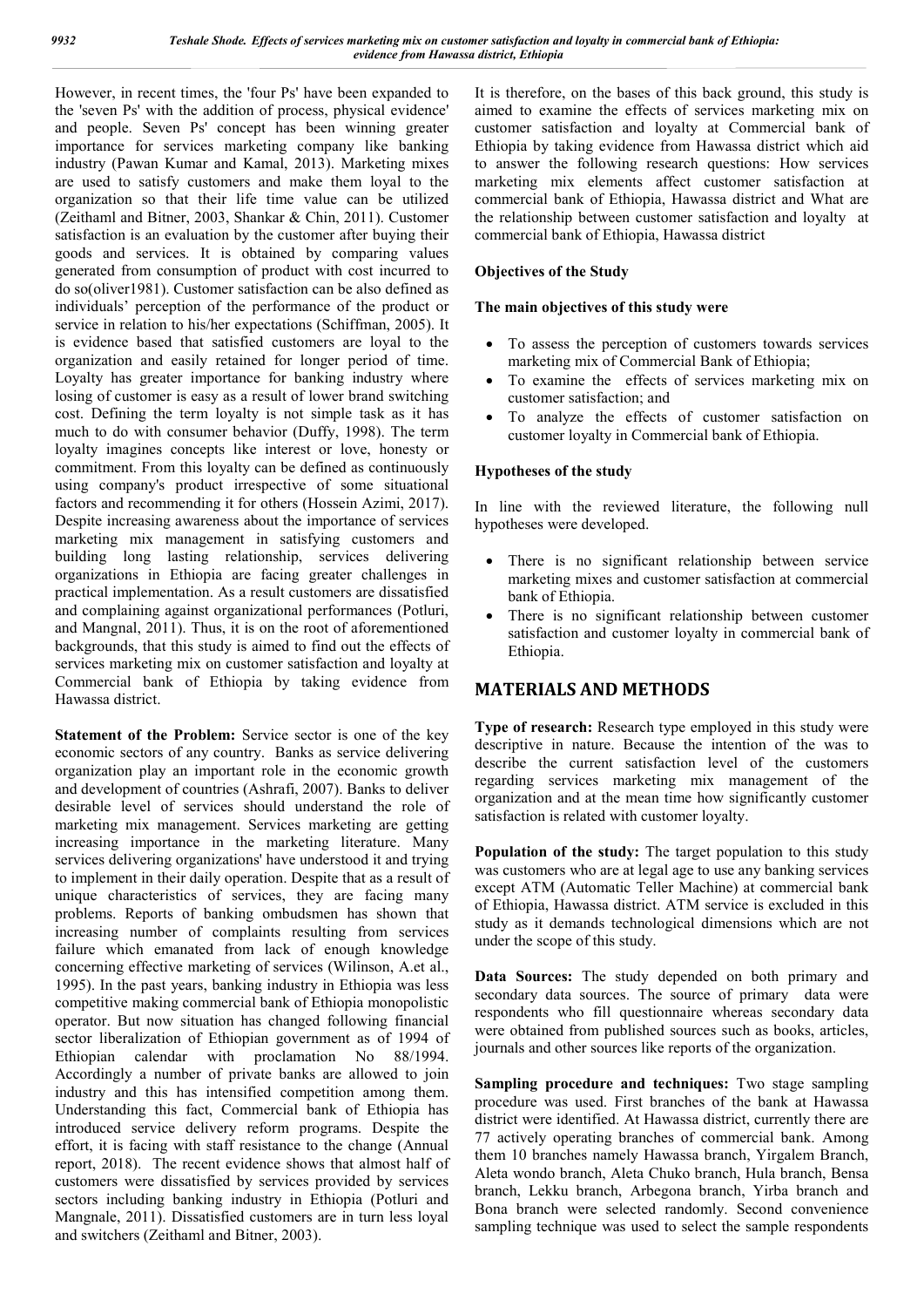However, in recent times, the 'four Ps' have been expanded to the 'seven Ps' with the addition of process, physical evidence' and people. Seven Ps' concept has been winning greater importance for services marketing company like banking industry (Pawan Kumar and Kamal, 2013). Marketing mixes are used to satisfy customers and make them loyal to the organization so that their life time value can be utilized (Zeithaml and Bitner, 2003, Shankar & Chin, 2011). Customer satisfaction is an evaluation by the customer after buying their goods and services. It is obtained by comparing values generated from consumption of product with cost incurred to do so(oliver1981). Customer satisfaction can be also defined as individuals' perception of the performance of the product or service in relation to his/her expectations (Schiffman, 2005). It is evidence based that satisfied customers are loyal to the organization and easily retained for longer period of time. Loyalty has greater importance for banking industry where losing of customer is easy as a result of lower brand switching cost. Defining the term loyalty is not simple task as it has much to do with consumer behavior (Duffy, 1998). The term loyalty imagines concepts like interest or love, honesty or commitment. From this loyalty can be defined as continuously using company's product irrespective of some situational factors and recommending it for others (Hossein Azimi, 2017). Despite increasing awareness about the importance of services marketing mix management in satisfying customers and building long lasting relationship, services delivering organizations in Ethiopia are facing greater challenges in practical implementation. As a result customers are dissatisfied and complaining against organizational performances (Potluri, and Mangnal, 2011). Thus, it is on the root of aforementioned backgrounds, that this study is aimed to find out the effects of services marketing mix on customer satisfaction and loyalty at Commercial bank of Ethiopia by taking evidence from Hawassa district.

**Statement of the Problem:** Service sector is one of the key economic sectors of any country. Banks as service delivering organization play an important role in the economic growth and development of countries (Ashrafi, 2007). Banks to deliver desirable level of services should understand the role of marketing mix management. Services marketing are getting increasing importance in the marketing literature. Many services delivering organizations' have understood it and trying to implement in their daily operation. Despite that as a result of unique characteristics of services, they are facing many problems. Reports of banking ombudsmen has shown that increasing number of complaints resulting from services failure which emanated from lack of enough knowledge concerning effective marketing of services (Wilinson, A.et al., 1995). In the past years, banking industry in Ethiopia was less competitive making commercial bank of Ethiopia monopolistic operator. But now situation has changed following financial sector liberalization of Ethiopian government as of 1994 of Ethiopian calendar with proclamation No 88/1994. Accordingly a number of private banks are allowed to join industry and this has intensified competition among them. Understanding this fact, Commercial bank of Ethiopia has introduced service delivery reform programs. Despite the effort, it is facing with staff resistance to the change (Annual report, 2018). The recent evidence shows that almost half of customers were dissatisfied by services provided by services sectors including banking industry in Ethiopia (Potluri and Mangnale, 2011). Dissatisfied customers are in turn less loyal and switchers (Zeithaml and Bitner, 2003).

It is therefore, on the bases of this back ground, this study is aimed to examine the effects of services marketing mix on customer satisfaction and loyalty at Commercial bank of Ethiopia by taking evidence from Hawassa district which aid to answer the following research questions: How services marketing mix elements affect customer satisfaction at commercial bank of Ethiopia, Hawassa district and What are the relationship between customer satisfaction and loyalty at commercial bank of Ethiopia, Hawassa district

**Objectives of the Study**

**The main objectives of this study were**

- To assess the perception of customers towards services marketing mix of Commercial Bank of Ethiopia;
- To examine the effects of services marketing mix on customer satisfaction; and
- To analyze the effects of customer satisfaction on customer loyalty in Commercial bank of Ethiopia.

**Hypotheses of the study**

In line with the reviewed literature, the following null hypotheses were developed.

- There is no significant relationship between service marketing mixes and customer satisfaction at commercial bank of Ethiopia.
- There is no significant relationship between customer satisfaction and customer loyalty in commercial bank of Ethiopia.

## MATERIALS AND METHODS

**Type of research:** Research type employed in this study were descriptive in nature. Because the intention of the was to describe the current satisfaction level of the customers regarding services marketing mix management of the organization and at the mean time how significantly customer satisfaction is related with customer loyalty.

**Population of the study:** The target population to this study was customers who are at legal age to use any banking services except ATM (Automatic Teller Machine) at commercial bank of Ethiopia, Hawassa district. ATM service is excluded in this study as it demands technological dimensions which are not under the scope of this study.

**Data Sources:** The study depended on both primary and secondary data sources. The source of primary data were respondents who fill questionnaire whereas secondary data were obtained from published sources such as books, articles, journals and other sources like reports of the organization.

**Sampling procedure and techniques:** Two stage sampling procedure was used. First branches of the bank at Hawassa district were identified. At Hawassa district, currently there are 77 actively operating branches of commercial bank. Among them 10 branches namely Hawassa branch, Yirgalem Branch, Aleta wondo branch, Aleta Chuko branch, Hula branch, Bensa branch, Lekku branch, Arbegona branch, Yirba branch and Bona branch were selected randomly. Second convenience sampling technique was used to select the sample respondents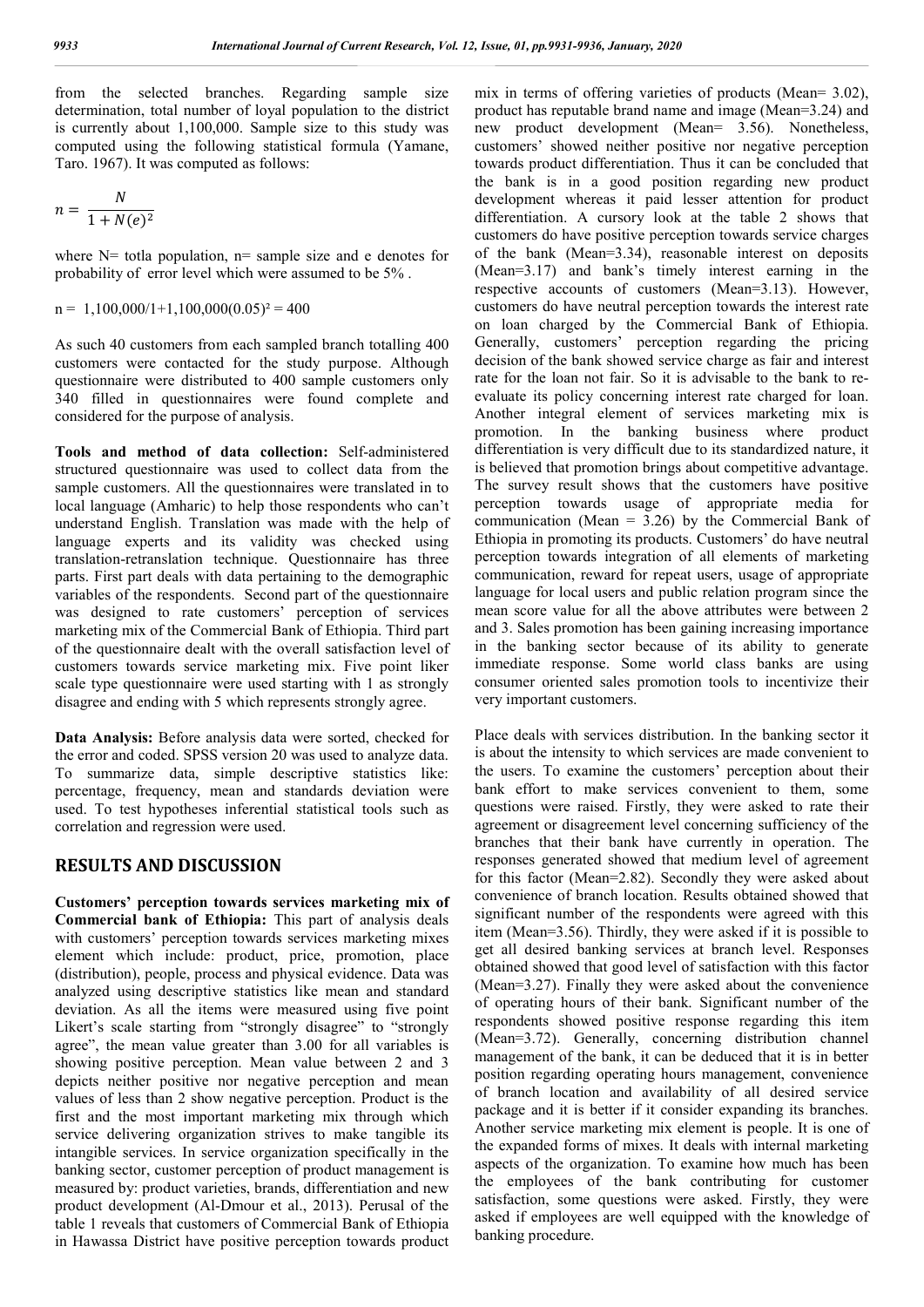from the selected branches. Regarding sample size determination, total number of loyal population to the district is currently about 1,100,000. Sample size to this study was computed using the following statistical formula (Yamane, Taro. 1967). It was computed as follows:

$$n = \frac{N}{1 + N(e)^2}$$

where N= totla population, n= sample size and e denotes for probability of error level which were assumed to be 5% .

$n = 1,100,000/1+1,100,000(0.05)^2 = 400$

As such 40 customers from each sampled branch totalling 400 customers were contacted for the study purpose. Although questionnaire were distributed to 400 sample customers only 340 filled in questionnaires were found complete and considered for the purpose of analysis.

**Tools and method of data collection:** Self-administered structured questionnaire was used to collect data from the sample customers. All the questionnaires were translated in to local language (Amharic) to help those respondents who can't understand English. Translation was made with the help of language experts and its validity was checked using translation-retranslation technique. Questionnaire has three parts. First part deals with data pertaining to the demographic variables of the respondents. Second part of the questionnaire was designed to rate customers' perception of services marketing mix of the Commercial Bank of Ethiopia. Third part of the questionnaire dealt with the overall satisfaction level of customers towards service marketing mix. Five point liker scale type questionnaire were used starting with 1 as strongly disagree and ending with 5 which represents strongly agree.

**Data Analysis:** Before analysis data were sorted, checked for the error and coded. SPSS version 20 was used to analyze data. To summarize data, simple descriptive statistics like: percentage, frequency, mean and standards deviation were used. To test hypotheses inferential statistical tools such as correlation and regression were used.

## RESULTS AND DISCUSSION

**Customers' perception towards services marketing mix of Commercial bank of Ethiopia:** This part of analysis deals with customers' perception towards services marketing mixes element which include: product, price, promotion, place (distribution), people, process and physical evidence. Data was analyzed using descriptive statistics like mean and standard deviation. As all the items were measured using five point Likert's scale starting from "strongly disagree" to "strongly agree", the mean value greater than 3.00 for all variables is showing positive perception. Mean value between 2 and 3 depicts neither positive nor negative perception and mean values of less than 2 show negative perception. Product is the first and the most important marketing mix through which service delivering organization strives to make tangible its intangible services. In service organization specifically in the banking sector, customer perception of product management is measured by: product varieties, brands, differentiation and new product development (Al-Dmour et al., 2013). Perusal of the table 1 reveals that customers of Commercial Bank of Ethiopia in Hawassa District have positive perception towards product mix in terms of offering varieties of products (Mean= 3.02), product has reputable brand name and image (Mean=3.24) and new product development (Mean= 3.56). Nonetheless, customers' showed neither positive nor negative perception towards product differentiation. Thus it can be concluded that the bank is in a good position regarding new product development whereas it paid lesser attention for product differentiation. A cursory look at the table 2 shows that customers do have positive perception towards service charges of the bank (Mean=3.34), reasonable interest on deposits (Mean=3.17) and bank's timely interest earning in the respective accounts of customers (Mean=3.13). However, customers do have neutral perception towards the interest rate on loan charged by the Commercial Bank of Ethiopia. Generally, customers' perception regarding the pricing decision of the bank showed service charge as fair and interest rate for the loan not fair. So it is advisable to the bank to re-evaluate its policy concerning interest rate charged for loan. Another integral element of services marketing mix is promotion. In the banking business where product differentiation is very difficult due to its standardized nature, it is believed that promotion brings about competitive advantage. The survey result shows that the customers have positive perception towards usage of appropriate media for communication (Mean = 3.26) by the Commercial Bank of Ethiopia in promoting its products. Customers' do have neutral perception towards integration of all elements of marketing communication, reward for repeat users, usage of appropriate language for local users and public relation program since the mean score value for all the above attributes were between 2 and 3. Sales promotion has been gaining increasing importance in the banking sector because of its ability to generate immediate response. Some world class banks are using consumer oriented sales promotion tools to incentivize their very important customers.

Place deals with services distribution. In the banking sector it is about the intensity to which services are made convenient to the users. To examine the customers' perception about their bank effort to make services convenient to them, some questions were raised. Firstly, they were asked to rate their agreement or disagreement level concerning sufficiency of the branches that their bank have currently in operation. The responses generated showed that medium level of agreement for this factor (Mean=2.82). Secondly they were asked about convenience of branch location. Results obtained showed that significant number of the respondents were agreed with this item (Mean=3.56). Thirdly, they were asked if it is possible to get all desired banking services at branch level. Responses obtained showed that good level of satisfaction with this factor (Mean=3.27). Finally they were asked about the convenience of operating hours of their bank. Significant number of the respondents showed positive response regarding this item (Mean=3.72). Generally, concerning distribution channel management of the bank, it can be deduced that it is in better position regarding operating hours management, convenience of branch location and availability of all desired service package and it is better if it consider expanding its branches. Another service marketing mix element is people. It is one of the expanded forms of mixes. It deals with internal marketing aspects of the organization. To examine how much has been the employees of the bank contributing for customer satisfaction, some questions were asked. Firstly, they were asked if employees are well equipped with the knowledge of banking procedure.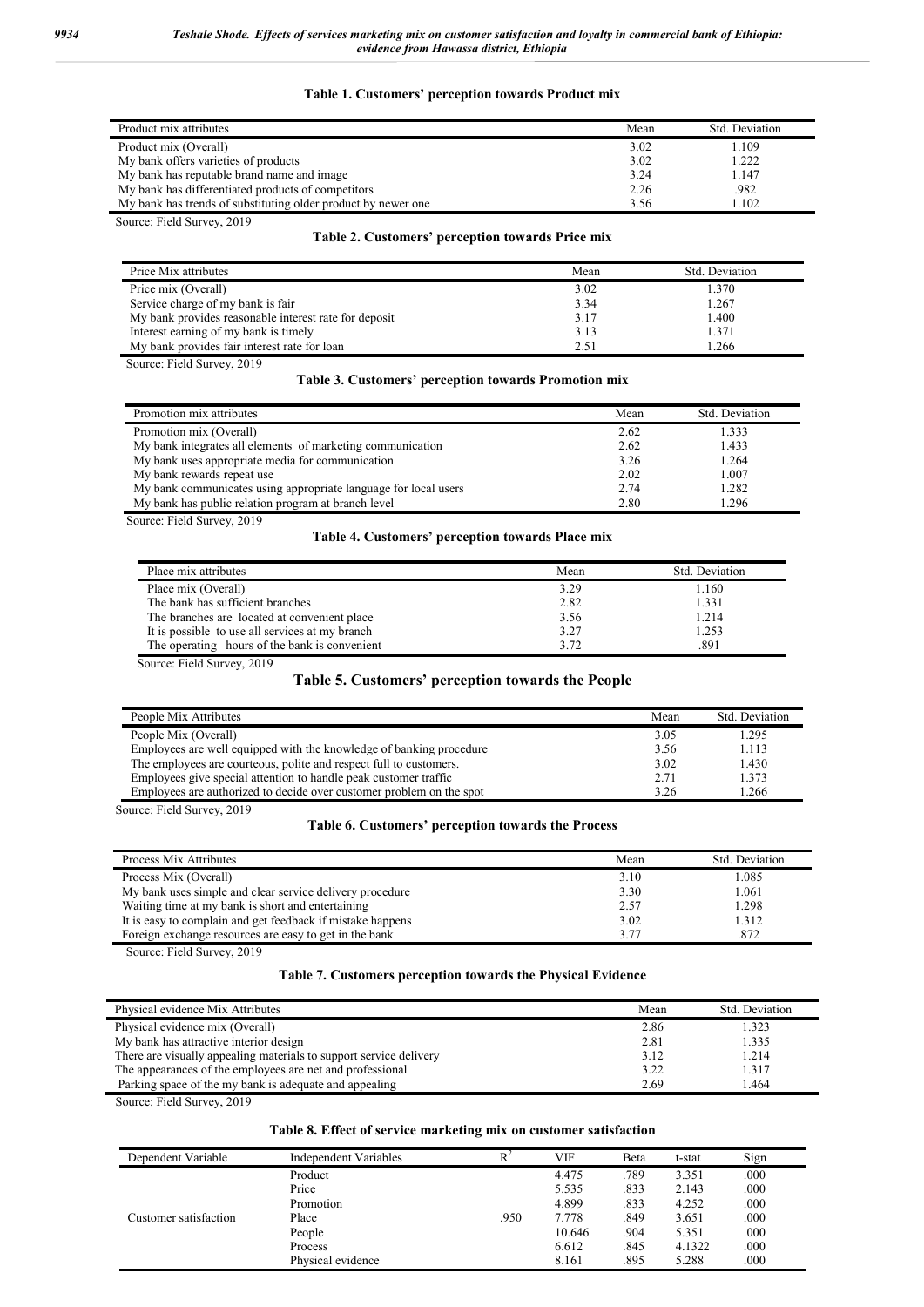**Table 1. Customers' perception towards Product mix**

| Product mix attributes | Mean | Std. Deviation |
|---|---|---|
| Product mix (Overall) | 3.02 | 1.109 |
| My bank offers varieties of products | 3.02 | 1.222 |
| My bank has reputable brand name and image | 3.24 | 1.147 |
| My bank has differentiated products of competitors | 2.26 | .982 |
| My bank has trends of substituting older product by newer one | 3.56 | 1.102 |

Source: Field Survey, 2019

**Table 2. Customers' perception towards Price mix**

| Price Mix attributes | Mean | Std. Deviation |
|---|---|---|
| Price mix (Overall) | 3.02 | 1.370 |
| Service charge of my bank is fair | 3.34 | 1.267 |
| My bank provides reasonable interest rate for deposit | 3.17 | 1.400 |
| Interest earning of my bank is timely | 3.13 | 1.371 |
| My bank provides fair interest rate for loan | 2.51 | 1.266 |

Source: Field Survey, 2019

**Table 3. Customers' perception towards Promotion mix**

| Promotion mix attributes | Mean | Std. Deviation |
|---|---|---|
| Promotion mix (Overall) | 2.62 | 1.333 |
| My bank integrates all elements of marketing communication | 2.62 | 1.433 |
| My bank uses appropriate media for communication | 3.26 | 1.264 |
| My bank rewards repeat use | 2.02 | 1.007 |
| My bank communicates using appropriate language for local users | 2.74 | 1.282 |
| My bank has public relation program at branch level | 2.80 | 1.296 |

Source: Field Survey, 2019

**Table 4. Customers' perception towards Place mix**

| Place mix attributes | Mean | Std. Deviation |
|---|---|---|
| Place mix (Overall) | 3.29 | 1.160 |
| The bank has sufficient branches | 2.82 | 1.331 |
| The branches are located at convenient place | 3.56 | 1.214 |
| It is possible to use all services at my branch | 3.27 | 1.253 |
| The operating hours of the bank is convenient | 3.72 | .891 |

Source: Field Survey, 2019

**Table 5. Customers' perception towards the People**

| People Mix Attributes | Mean | Std. Deviation |
|---|---|---|
| People Mix (Overall) | 3.05 | 1.295 |
| Employees are well equipped with the knowledge of banking procedure | 3.56 | 1.113 |
| The employees are courteous, polite and respect full to customers. | 3.02 | 1.430 |
| Employees give special attention to handle peak customer traffic | 2.71 | 1.373 |
| Employees are authorized to decide over customer problem on the spot | 3.26 | 1.266 |

Source: Field Survey, 2019

**Table 6. Customers' perception towards the Process**

| Process Mix Attributes | Mean | Std. Deviation |
|---|---|---|
| Process Mix (Overall) | 3.10 | 1.085 |
| My bank uses simple and clear service delivery procedure | 3.30 | 1.061 |
| Waiting time at my bank is short and entertaining | 2.57 | 1.298 |
| It is easy to complain and get feedback if mistake happens | 3.02 | 1.312 |
| Foreign exchange resources are easy to get in the bank | 3.77 | .872 |

Source: Field Survey, 2019

**Table 7. Customers perception towards the Physical Evidence**

| Physical evidence Mix Attributes | Mean | Std. Deviation |
|---|---|---|
| Physical evidence mix (Overall) | 2.86 | 1.323 |
| My bank has attractive interior design | 2.81 | 1.335 |
| There are visually appealing materials to support service delivery | 3.12 | 1.214 |
| The appearances of the employees are net and professional | 3.22 | 1.317 |
| Parking space of the my bank is adequate and appealing | 2.69 | 1.464 |

Source: Field Survey, 2019

**Table 8. Effect of service marketing mix on customer satisfaction**

| Dependent Variable | Independent Variables | $R^2$ | VIF | Beta | t-stat | Sign |
|---|---|---|---|---|---|---|
| | Product | | 4.475 | .789 | 3.351 | .000 |
| | Price | | 5.535 | .833 | 2.143 | .000 |
| | Promotion | | 4.899 | .833 | 4.252 | .000 |
| Customer satisfaction | Place | .950 | 7.778 | .849 | 3.651 | .000 |
| | People | | 10.646 | .904 | 5.351 | .000 |
| | Process | | 6.612 | .845 | 4.1322 | .000 |
| | Physical evidence | | 8.161 | .895 | 5.288 | .000 |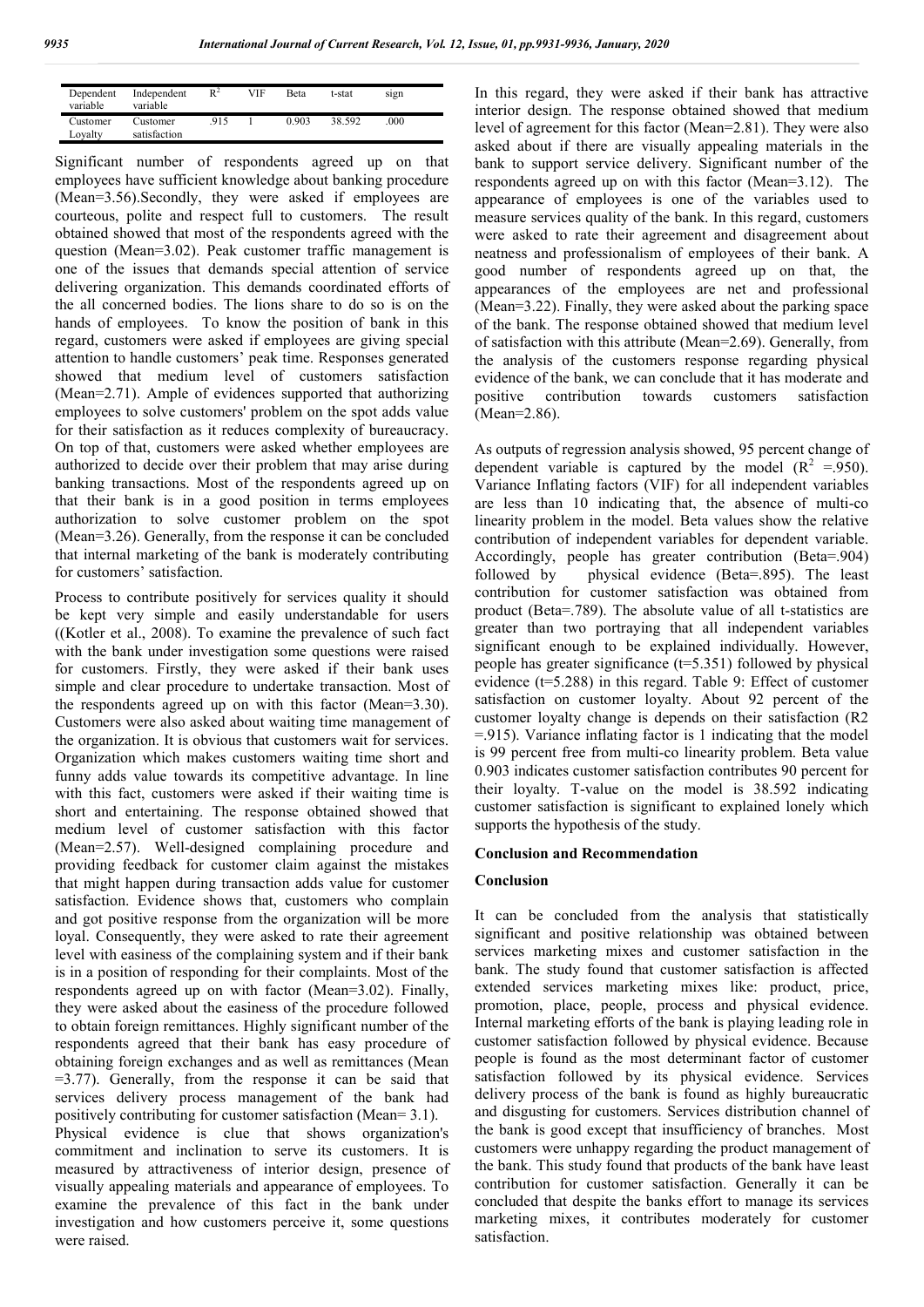| Dependent variable | Independent variable | $R^2$ | VIF | Beta | t-stat | sign |
|---|---|---|---|---|---|---|
| Customer Loyalty | Customer satisfaction | .915 | 1 | 0.903 | 38.592 | .000 |

Significant number of respondents agreed up on that employees have sufficient knowledge about banking procedure (Mean=3.56).Secondly, they were asked if employees are courteous, polite and respect full to customers. The result obtained showed that most of the respondents agreed with the question (Mean=3.02). Peak customer traffic management is one of the issues that demands special attention of service delivering organization. This demands coordinated efforts of the all concerned bodies. The lions share to do so is on the hands of employees. To know the position of bank in this regard, customers were asked if employees are giving special attention to handle customers' peak time. Responses generated showed that medium level of customers satisfaction (Mean=2.71). Ample of evidences supported that authorizing employees to solve customers' problem on the spot adds value for their satisfaction as it reduces complexity of bureaucracy. On top of that, customers were asked whether employees are authorized to decide over their problem that may arise during banking transactions. Most of the respondents agreed up on that their bank is in a good position in terms employees authorization to solve customer problem on the spot (Mean=3.26). Generally, from the response it can be concluded that internal marketing of the bank is moderately contributing for customers' satisfaction.

Process to contribute positively for services quality it should be kept very simple and easily understandable for users ((Kotler et al., 2008). To examine the prevalence of such fact with the bank under investigation some questions were raised for customers. Firstly, they were asked if their bank uses simple and clear procedure to undertake transaction. Most of the respondents agreed up on with this factor (Mean=3.30). Customers were also asked about waiting time management of the organization. It is obvious that customers wait for services. Organization which makes customers waiting time short and funny adds value towards its competitive advantage. In line with this fact, customers were asked if their waiting time is short and entertaining. The response obtained showed that medium level of customer satisfaction with this factor (Mean=2.57). Well-designed complaining procedure and providing feedback for customer claim against the mistakes that might happen during transaction adds value for customer satisfaction. Evidence shows that, customers who complain and got positive response from the organization will be more loyal. Consequently, they were asked to rate their agreement level with easiness of the complaining system and if their bank is in a position of responding for their complaints. Most of the respondents agreed up on with factor (Mean=3.02). Finally, they were asked about the easiness of the procedure followed to obtain foreign remittances. Highly significant number of the respondents agreed that their bank has easy procedure of obtaining foreign exchanges and as well as remittances (Mean =3.77). Generally, from the response it can be said that services delivery process management of the bank had positively contributing for customer satisfaction (Mean= 3.1).

Physical evidence is clue that shows organization's commitment and inclination to serve its customers. It is measured by attractiveness of interior design, presence of visually appealing materials and appearance of employees. To examine the prevalence of this fact in the bank under investigation and how customers perceive it, some questions were raised.

In this regard, they were asked if their bank has attractive interior design. The response obtained showed that medium level of agreement for this factor (Mean=2.81). They were also asked about if there are visually appealing materials in the bank to support service delivery. Significant number of the respondents agreed up on with this factor (Mean=3.12). The appearance of employees is one of the variables used to measure services quality of the bank. In this regard, customers were asked to rate their agreement and disagreement about neatness and professionalism of employees of their bank. A good number of respondents agreed up on that, the appearances of the employees are net and professional (Mean=3.22). Finally, they were asked about the parking space of the bank. The response obtained showed that medium level of satisfaction with this attribute (Mean=2.69). Generally, from the analysis of the customers response regarding physical evidence of the bank, we can conclude that it has moderate and positive contribution towards customers satisfaction (Mean=2.86).

As outputs of regression analysis showed, 95 percent change of dependent variable is captured by the model ($R^2$ =.950). Variance Inflating factors (VIF) for all independent variables are less than 10 indicating that, the absence of multi-co linearity problem in the model. Beta values show the relative contribution of independent variables for dependent variable. Accordingly, people has greater contribution (Beta=.904) followed by physical evidence (Beta=.895). The least contribution for customer satisfaction was obtained from product (Beta=.789). The absolute value of all t-statistics are greater than two portraying that all independent variables significant enough to be explained individually. However, people has greater significance (t=5.351) followed by physical evidence (t=5.288) in this regard. Table 9: Effect of customer satisfaction on customer loyalty. About 92 percent of the customer loyalty change is depends on their satisfaction (R2 =.915). Variance inflating factor is 1 indicating that the model is 99 percent free from multi-co linearity problem. Beta value 0.903 indicates customer satisfaction contributes 90 percent for their loyalty. T-value on the model is 38.592 indicating customer satisfaction is significant to explained lonely which supports the hypothesis of the study.

## Conclusion and Recommendation

### Conclusion

It can be concluded from the analysis that statistically significant and positive relationship was obtained between services marketing mixes and customer satisfaction in the bank. The study found that customer satisfaction is affected extended services marketing mixes like: product, price, promotion, place, people, process and physical evidence. Internal marketing efforts of the bank is playing leading role in customer satisfaction followed by physical evidence. Because people is found as the most determinant factor of customer satisfaction followed by its physical evidence. Services delivery process of the bank is found as highly bureaucratic and disgusting for customers. Services distribution channel of the bank is good except that insufficiency of branches. Most customers were unhappy regarding the product management of the bank. This study found that products of the bank have least contribution for customer satisfaction. Generally it can be concluded that despite the banks effort to manage its services marketing mixes, it contributes moderately for customer satisfaction.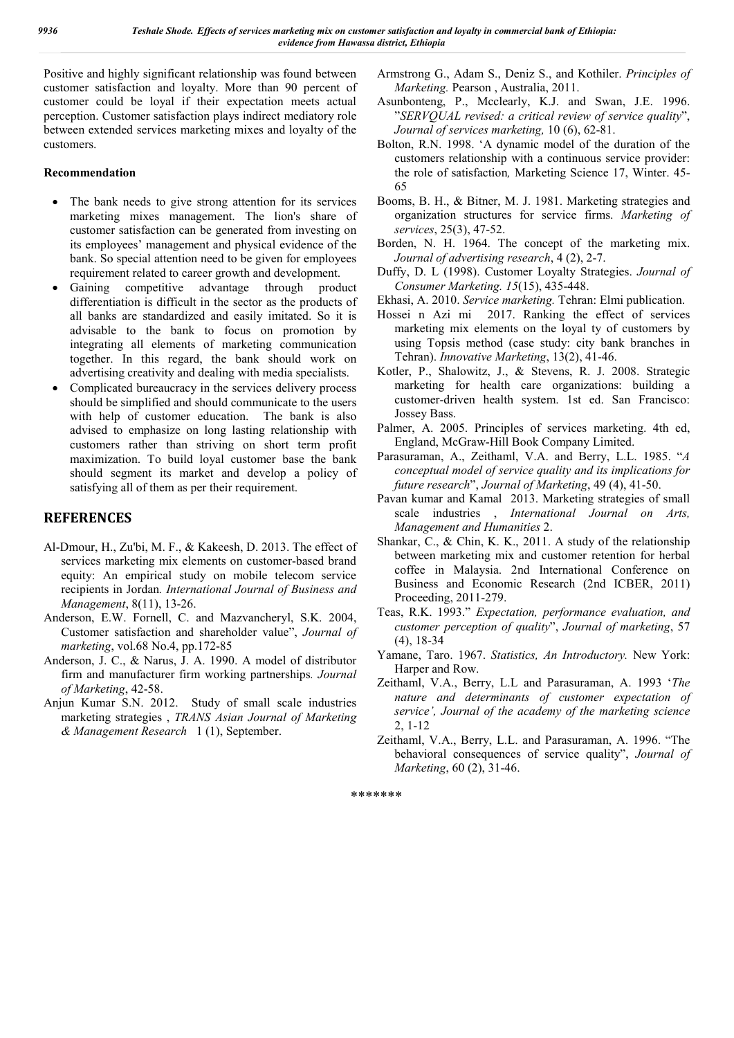Positive and highly significant relationship was found between customer satisfaction and loyalty. More than 90 percent of customer could be loyal if their expectation meets actual perception. Customer satisfaction plays indirect mediatory role between extended services marketing mixes and loyalty of the customers.

**Recommendation**

- The bank needs to give strong attention for its services marketing mixes management. The lion's share of customer satisfaction can be generated from investing on its employees' management and physical evidence of the bank. So special attention need to be given for employees requirement related to career growth and development.
- Gaining competitive advantage through product differentiation is difficult in the sector as the products of all banks are standardized and easily imitated. So it is advisable to the bank to focus on promotion by integrating all elements of marketing communication together. In this regard, the bank should work on advertising creativity and dealing with media specialists.
- Complicated bureaucracy in the services delivery process should be simplified and should communicate to the users with help of customer education. The bank is also advised to emphasize on long lasting relationship with customers rather than striving on short term profit maximization. To build loyal customer base the bank should segment its market and develop a policy of satisfying all of them as per their requirement.

## REFERENCES

Al-Dmour, H., Zu'bi, M. F., & Kakeesh, D. 2013. The effect of services marketing mix elements on customer-based brand equity: An empirical study on mobile telecom service recipients in Jordan. *International Journal of Business and Management*, 8(11), 13-26.

Anderson, E.W. Fornell, C. and Mazvancheryl, S.K. 2004, Customer satisfaction and shareholder value", *Journal of marketing*, vol.68 No.4, pp.172-85

Anderson, J. C., & Narus, J. A. 1990. A model of distributor firm and manufacturer firm working partnerships. *Journal of Marketing*, 42-58.

Anjun Kumar S.N. 2012. Study of small scale industries marketing strategies , *TRANS Asian Journal of Marketing & Management Research* 1 (1), September.

Armstrong G., Adam S., Deniz S., and Kothiler. *Principles of Marketing.* Pearson , Australia, 2011.

Asunbonteng, P., Mcclearly, K.J. and Swan, J.E. 1996. "*SERVQUAL revised: a critical review of service quality*", *Journal of services marketing,* 10 (6), 62-81.

Bolton, R.N. 1998. 'A dynamic model of the duration of the customers relationship with a continuous service provider: the role of satisfaction*,* Marketing Science 17, Winter. 45-65

Booms, B. H., & Bitner, M. J. 1981. Marketing strategies and organization structures for service firms. *Marketing of services*, 25(3), 47-52.

Borden, N. H. 1964. The concept of the marketing mix. *Journal of advertising research*, 4 (2), 2-7.

Duffy, D. L (1998). Customer Loyalty Strategies. *Journal of Consumer Marketing. 15*(15), 435-448.

Ekhasi, A. 2010. *Service marketing.* Tehran: Elmi publication.

Hossei n Azi mi 2017. Ranking the effect of services marketing mix elements on the loyal ty of customers by using Topsis method (case study: city bank branches in Tehran). *Innovative Marketing*, 13(2), 41-46.

Kotler, P., Shalowitz, J., & Stevens, R. J. 2008. Strategic marketing for health care organizations: building a customer-driven health system. 1st ed. San Francisco: Jossey Bass.

Palmer, A. 2005. Principles of services marketing. 4th ed, England, McGraw-Hill Book Company Limited.

Parasuraman, A., Zeithaml, V.A. and Berry, L.L. 1985. "*A conceptual model of service quality and its implications for future research*", *Journal of Marketing*, 49 (4), 41-50.

Pavan kumar and Kamal 2013. Marketing strategies of small scale industries , *International Journal on Arts, Management and Humanities* 2.

Shankar, C., & Chin, K. K., 2011. A study of the relationship between marketing mix and customer retention for herbal coffee in Malaysia. 2nd International Conference on Business and Economic Research (2nd ICBER, 2011) Proceeding, 2011-279.

Teas, R.K. 1993." *Expectation, performance evaluation, and customer perception of quality*", *Journal of marketing*, 57 (4), 18-34

Yamane, Taro. 1967. *Statistics, An Introductory.* New York: Harper and Row.

Zeithaml, V.A., Berry, L.L and Parasuraman, A. 1993 '*The nature and determinants of customer expectation of service', Journal of the academy of the marketing science* 2, 1-12

Zeithaml, V.A., Berry, L.L. and Parasuraman, A. 1996. "The behavioral consequences of service quality", *Journal of Marketing*, 60 (2), 31-46.

\*\*\*\*\*\*\*